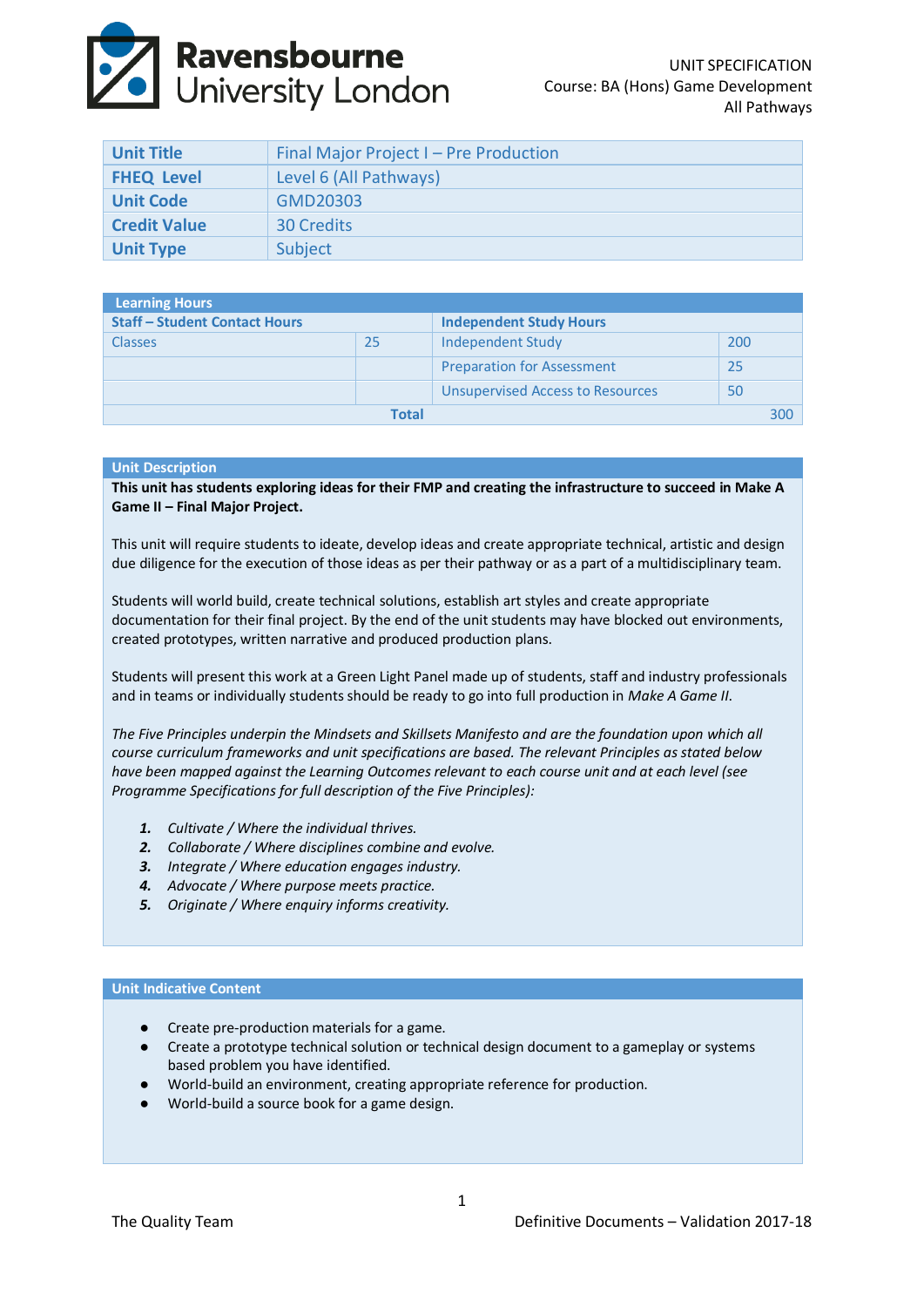Ravensbourne University London

UNIT SPECIFICATION
Course: BA (Hons) Game Development
All Pathways

| Unit Title | Final Major Project I – Pre Production |
|---|---|
| FHEQ Level | Level 6 (All Pathways) |
| Unit Code | GMD20303 |
| Credit Value | 30 Credits |
| Unit Type | Subject |

| Learning Hours | | | |
|---|---|---|---|
| **Staff – Student Contact Hours** | | **Independent Study Hours** | |
| Classes | 25 | Independent Study | 200 |
| | | Preparation for Assessment | 25 |
| | | Unsupervised Access to Resources | 50 |
| **Total** | | | 300 |

## Unit Description

**This unit has students exploring ideas for their FMP and creating the infrastructure to succeed in Make A Game II – Final Major Project.**

This unit will require students to ideate, develop ideas and create appropriate technical, artistic and design due diligence for the execution of those ideas as per their pathway or as a part of a multidisciplinary team.

Students will world build, create technical solutions, establish art styles and create appropriate documentation for their final project. By the end of the unit students may have blocked out environments, created prototypes, written narrative and produced production plans.

Students will present this work at a Green Light Panel made up of students, staff and industry professionals and in teams or individually students should be ready to go into full production in *Make A Game II*.

*The Five Principles underpin the Mindsets and Skillsets Manifesto and are the foundation upon which all course curriculum frameworks and unit specifications are based. The relevant Principles as stated below have been mapped against the Learning Outcomes relevant to each course unit and at each level (see Programme Specifications for full description of the Five Principles):*

1. *Cultivate / Where the individual thrives.*
2. *Collaborate / Where disciplines combine and evolve.*
3. *Integrate / Where education engages industry.*
4. *Advocate / Where purpose meets practice.*
5. *Originate / Where enquiry informs creativity.*

## Unit Indicative Content

- Create pre-production materials for a game.
- Create a prototype technical solution or technical design document to a gameplay or systems based problem you have identified.
- World-build an environment, creating appropriate reference for production.
- World-build a source book for a game design.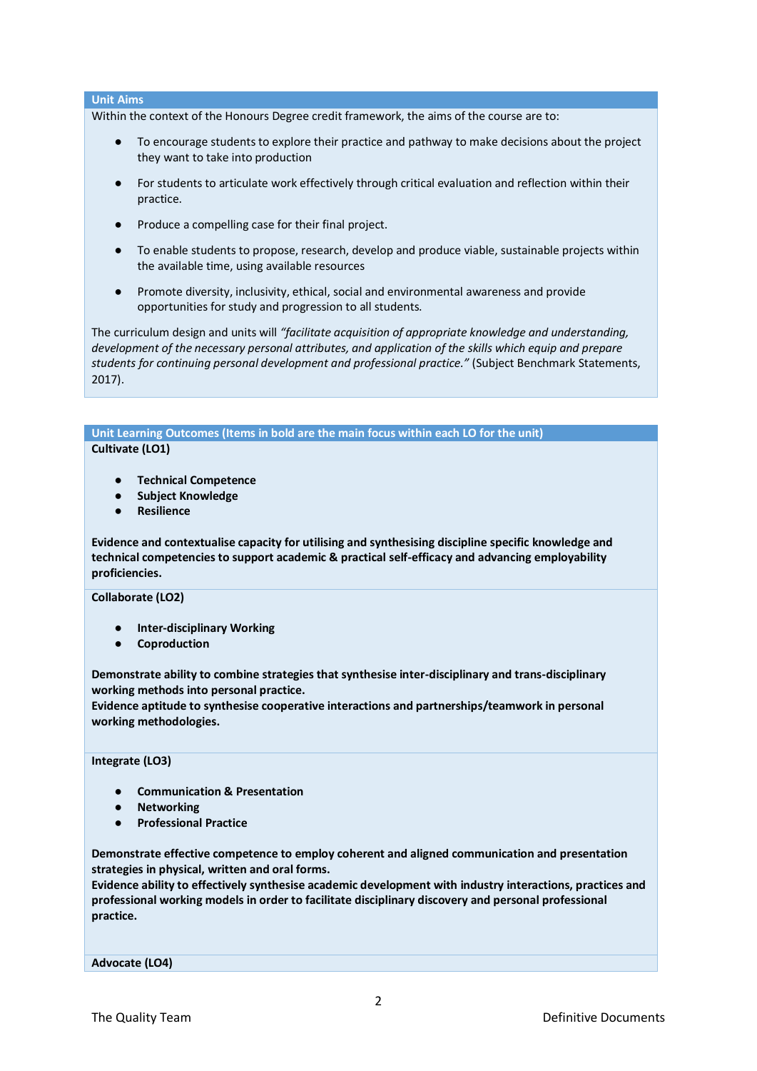## Unit Aims

Within the context of the Honours Degree credit framework, the aims of the course are to:

- To encourage students to explore their practice and pathway to make decisions about the project they want to take into production
- For students to articulate work effectively through critical evaluation and reflection within their practice.
- Produce a compelling case for their final project.
- To enable students to propose, research, develop and produce viable, sustainable projects within the available time, using available resources
- Promote diversity, inclusivity, ethical, social and environmental awareness and provide opportunities for study and progression to all students.

The curriculum design and units will *"facilitate acquisition of appropriate knowledge and understanding, development of the necessary personal attributes, and application of the skills which equip and prepare students for continuing personal development and professional practice."* (Subject Benchmark Statements, 2017).

## Unit Learning Outcomes (Items in bold are the main focus within each LO for the unit)

**Cultivate (LO1)**

- **Technical Competence**
- **Subject Knowledge**
- **Resilience**

**Evidence and contextualise capacity for utilising and synthesising discipline specific knowledge and technical competencies to support academic & practical self-efficacy and advancing employability proficiencies.**

**Collaborate (LO2)**

- **Inter-disciplinary Working**
- **Coproduction**

**Demonstrate ability to combine strategies that synthesise inter-disciplinary and trans-disciplinary working methods into personal practice.**
**Evidence aptitude to synthesise cooperative interactions and partnerships/teamwork in personal working methodologies.**

**Integrate (LO3)**

- **Communication & Presentation**
- **Networking**
- **Professional Practice**

**Demonstrate effective competence to employ coherent and aligned communication and presentation strategies in physical, written and oral forms.**
**Evidence ability to effectively synthesise academic development with industry interactions, practices and professional working models in order to facilitate disciplinary discovery and personal professional practice.**

**Advocate (LO4)**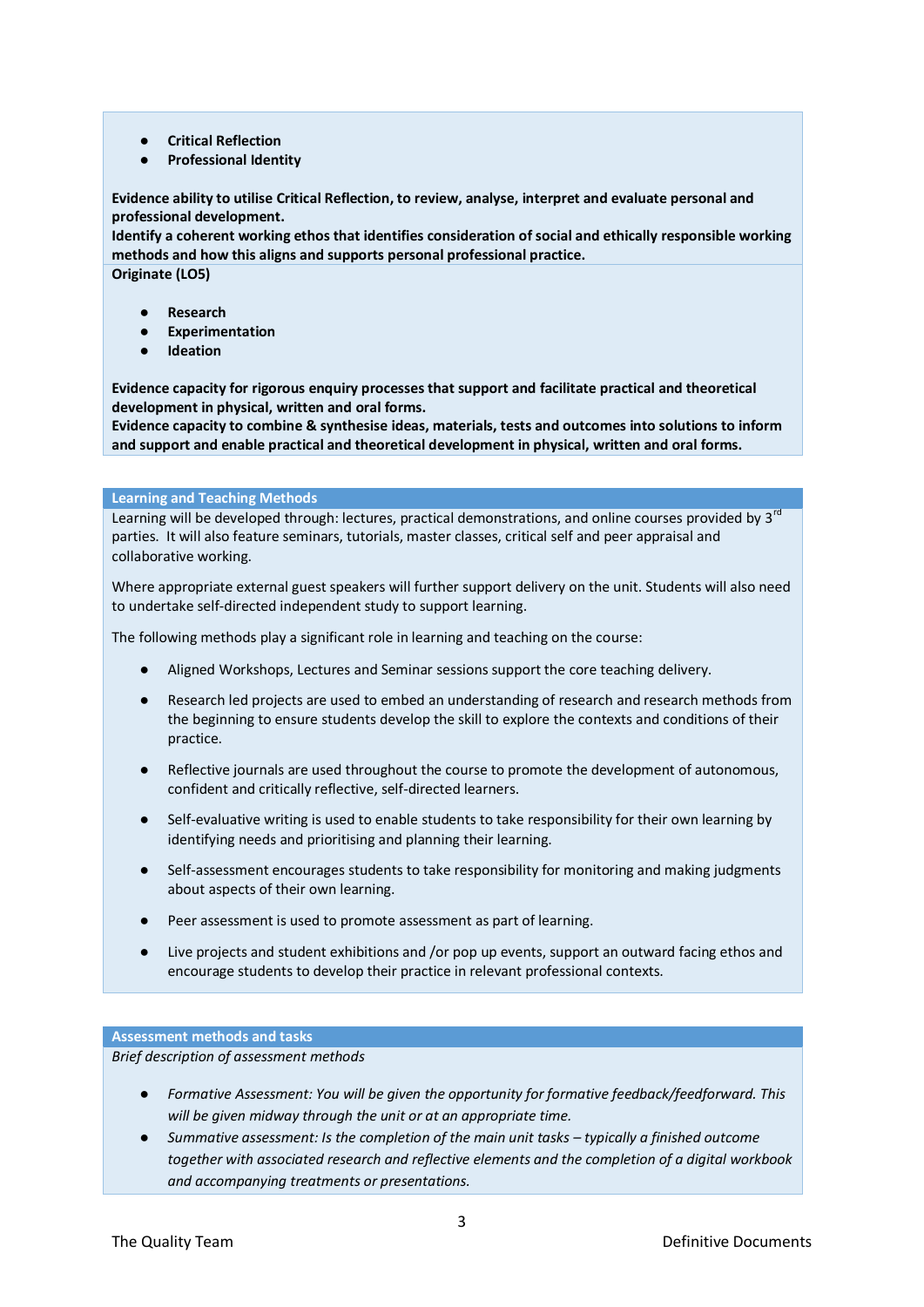- **Critical Reflection**
- **Professional Identity**

**Evidence ability to utilise Critical Reflection, to review, analyse, interpret and evaluate personal and professional development.**
**Identify a coherent working ethos that identifies consideration of social and ethically responsible working methods and how this aligns and supports personal professional practice.**

**Originate (LO5)**

- **Research**
- **Experimentation**
- **Ideation**

**Evidence capacity for rigorous enquiry processes that support and facilitate practical and theoretical development in physical, written and oral forms.**
**Evidence capacity to combine & synthesise ideas, materials, tests and outcomes into solutions to inform and support and enable practical and theoretical development in physical, written and oral forms.**

## Learning and Teaching Methods

Learning will be developed through: lectures, practical demonstrations, and online courses provided by 3rd parties. It will also feature seminars, tutorials, master classes, critical self and peer appraisal and collaborative working.

Where appropriate external guest speakers will further support delivery on the unit. Students will also need to undertake self-directed independent study to support learning.

The following methods play a significant role in learning and teaching on the course:

- Aligned Workshops, Lectures and Seminar sessions support the core teaching delivery.
- Research led projects are used to embed an understanding of research and research methods from the beginning to ensure students develop the skill to explore the contexts and conditions of their practice.
- Reflective journals are used throughout the course to promote the development of autonomous, confident and critically reflective, self-directed learners.
- Self-evaluative writing is used to enable students to take responsibility for their own learning by identifying needs and prioritising and planning their learning.
- Self-assessment encourages students to take responsibility for monitoring and making judgments about aspects of their own learning.
- Peer assessment is used to promote assessment as part of learning.
- Live projects and student exhibitions and /or pop up events, support an outward facing ethos and encourage students to develop their practice in relevant professional contexts.

## Assessment methods and tasks

*Brief description of assessment methods*

- *Formative Assessment: You will be given the opportunity for formative feedback/feedforward. This will be given midway through the unit or at an appropriate time.*
- *Summative assessment: Is the completion of the main unit tasks – typically a finished outcome together with associated research and reflective elements and the completion of a digital workbook and accompanying treatments or presentations.*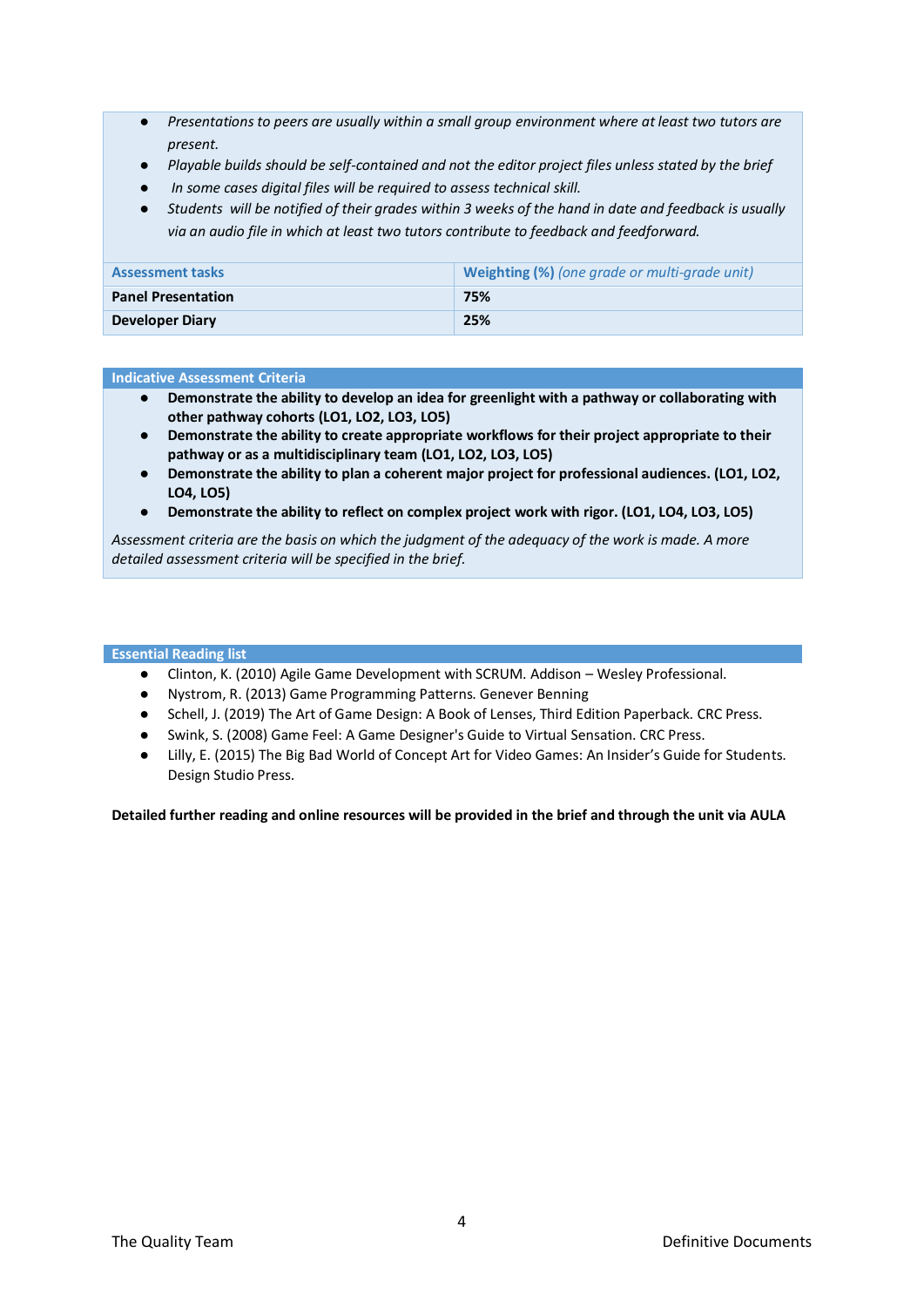- *Presentations to peers are usually within a small group environment where at least two tutors are present.*
- *Playable builds should be self-contained and not the editor project files unless stated by the brief*
- *In some cases digital files will be required to assess technical skill.*
- *Students will be notified of their grades within 3 weeks of the hand in date and feedback is usually via an audio file in which at least two tutors contribute to feedback and feedforward.*

| Assessment tasks | **Weighting (%)** *(one grade or multi-grade unit)* |
|---|---|
| **Panel Presentation** | **75%** |
| **Developer Diary** | **25%** |

## Indicative Assessment Criteria

- **Demonstrate the ability to develop an idea for greenlight with a pathway or collaborating with other pathway cohorts (LO1, LO2, LO3, LO5)**
- **Demonstrate the ability to create appropriate workflows for their project appropriate to their pathway or as a multidisciplinary team (LO1, LO2, LO3, LO5)**
- **Demonstrate the ability to plan a coherent major project for professional audiences. (LO1, LO2, LO4, LO5)**
- **Demonstrate the ability to reflect on complex project work with rigor. (LO1, LO4, LO3, LO5)**

*Assessment criteria are the basis on which the judgment of the adequacy of the work is made. A more detailed assessment criteria will be specified in the brief.*

## Essential Reading list

- Clinton, K. (2010) Agile Game Development with SCRUM. Addison – Wesley Professional.
- Nystrom, R. (2013) Game Programming Patterns. Genever Benning
- Schell, J. (2019) The Art of Game Design: A Book of Lenses, Third Edition Paperback. CRC Press.
- Swink, S. (2008) Game Feel: A Game Designer's Guide to Virtual Sensation. CRC Press.
- Lilly, E. (2015) The Big Bad World of Concept Art for Video Games: An Insider's Guide for Students. Design Studio Press.

**Detailed further reading and online resources will be provided in the brief and through the unit via AULA**